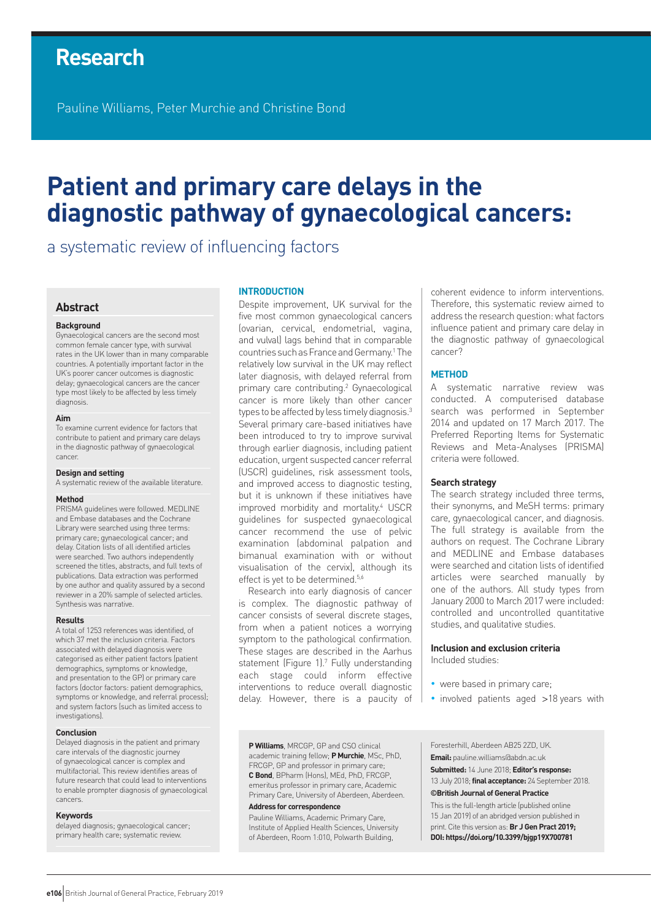# Research

Pauline Williams, Peter Murchie and Christine Bond

# Patient and primary care delays in the diagnostic pathway of gynaecological cancers:

## a systematic review of influencing factors

## Abstract

### Background

Gynaecological cancers are the second most common female cancer type, with survival rates in the UK lower than in many comparable countries. A potentially important factor in the UK's poorer cancer outcomes is diagnostic delay; gynaecological cancers are the cancer type most likely to be affected by less timely diagnosis.

### Aim

To examine current evidence for factors that contribute to patient and primary care delays in the diagnostic pathway of gynaecological cancer.

### Design and setting

A systematic review of the available literature.

### Method

PRISMA guidelines were followed. MEDLINE and Embase databases and the Cochrane Library were searched using three terms: primary care; gynaecological cancer; and delay. Citation lists of all identified articles were searched. Two authors independently screened the titles, abstracts, and full texts of publications. Data extraction was performed by one author and quality assured by a second reviewer in a 20% sample of selected articles. Synthesis was narrative.

### Results

A total of 1253 references was identified, of which 37 met the inclusion criteria. Factors associated with delayed diagnosis were categorised as either patient factors (patient demographics, symptoms or knowledge, and presentation to the GP) or primary care factors (doctor factors: patient demographics, symptoms or knowledge, and referral process); and system factors (such as limited access to investigations).

### Conclusion

Delayed diagnosis in the patient and primary care intervals of the diagnostic journey of gynaecological cancer is complex and multifactorial. This review identifies areas of future research that could lead to interventions to enable prompter diagnosis of gynaecological cancers.

### Keywords

delayed diagnosis; gynaecological cancer; primary health care; systematic review.

## INTRODUCTION

Despite improvement, UK survival for the five most common gynaecological cancers (ovarian, cervical, endometrial, vagina, and vulval) lags behind that in comparable countries such as France and Germany.[1] The relatively low survival in the UK may reflect later diagnosis, with delayed referral from primary care contributing.[2] Gynaecological cancer is more likely than other cancer types to be affected by less timely diagnosis.[3] Several primary care-based initiatives have been introduced to try to improve survival through earlier diagnosis, including patient education, urgent suspected cancer referral (USCR) guidelines, risk assessment tools, and improved access to diagnostic testing, but it is unknown if these initiatives have improved morbidity and mortality.[4] USCR guidelines for suspected gynaecological cancer recommend the use of pelvic examination (abdominal palpation and bimanual examination with or without visualisation of the cervix), although its effect is yet to be determined.[5,6]

Research into early diagnosis of cancer is complex. The diagnostic pathway of cancer consists of several discrete stages, from when a patient notices a worrying symptom to the pathological confirmation. These stages are described in the Aarhus statement (Figure 1).[7] Fully understanding each stage could inform effective interventions to reduce overall diagnostic delay. However, there is a paucity of coherent evidence to inform interventions. Therefore, this systematic review aimed to address the research question: what factors influence patient and primary care delay in the diagnostic pathway of gynaecological cancer?

## METHOD

A systematic narrative review was conducted. A computerised database search was performed in September 2014 and updated on 17 March 2017. The Preferred Reporting Items for Systematic Reviews and Meta-Analyses (PRISMA) criteria were followed.

### Search strategy

The search strategy included three terms, their synonyms, and MeSH terms: primary care, gynaecological cancer, and diagnosis. The full strategy is available from the authors on request. The Cochrane Library and MEDLINE and Embase databases were searched and citation lists of identified articles were searched manually by one of the authors. All study types from January 2000 to March 2017 were included: controlled and uncontrolled quantitative studies, and qualitative studies.

### Inclusion and exclusion criteria

Included studies:

- were based in primary care;
- involved patients aged >18 years with

**P Williams**, MRCGP, GP and CSO clinical academic training fellow; **P Murchie**, MSc, PhD, FRCGP, GP and professor in primary care; **C Bond**, BPharm (Hons), MEd, PhD, FRCGP, emeritus professor in primary care, Academic Primary Care, University of Aberdeen, Aberdeen.

**Address for correspondence**

Pauline Williams, Academic Primary Care, Institute of Applied Health Sciences, University of Aberdeen, Room 1:010, Polwarth Building, Foresterhill, Aberdeen AB25 2ZD, UK.

**Email:** pauline.williams@abdn.ac.uk

**Submitted:** 14 June 2018; **Editor's response:** 13 July 2018; **final acceptance:** 24 September 2018.

**©British Journal of General Practice**

This is the full-length article (published online 15 Jan 2019) of an abridged version published in print. Cite this version as: **Br J Gen Pract 2019; DOI: https://doi.org/10.3399/bjgp19X700781**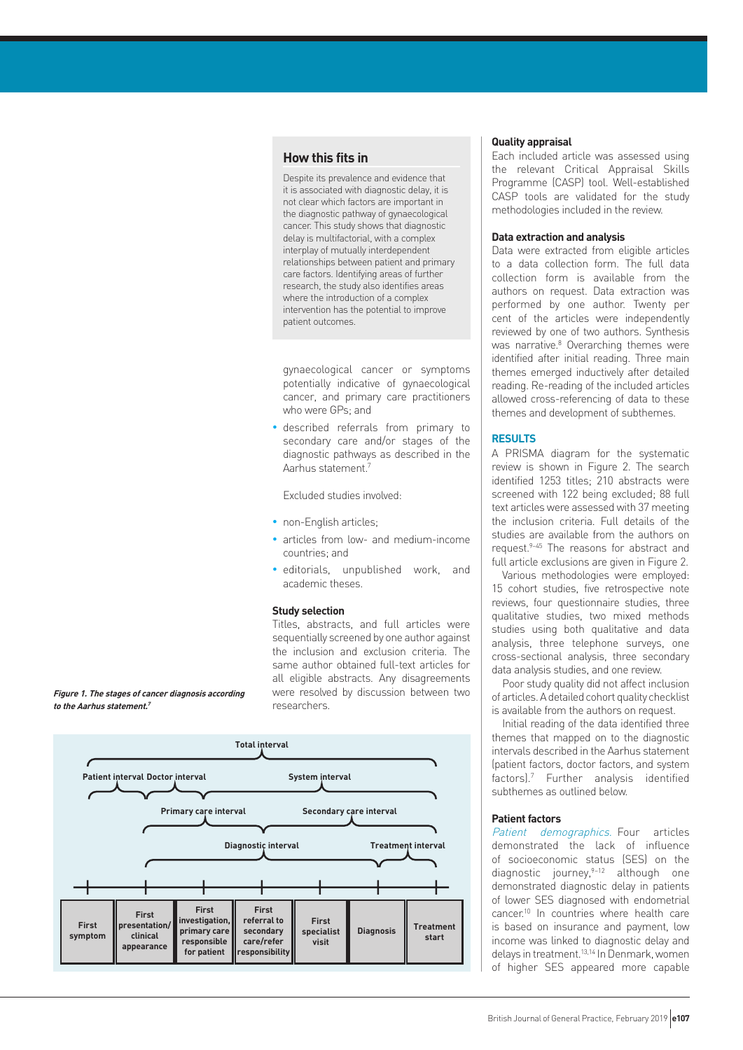## How this fits in

Despite its prevalence and evidence that it is associated with diagnostic delay, it is not clear which factors are important in the diagnostic pathway of gynaecological cancer. This study shows that diagnostic delay is multifactorial, with a complex interplay of mutually interdependent relationships between patient and primary care factors. Identifying areas of further research, the study also identifies areas where the introduction of a complex intervention has the potential to improve patient outcomes.

gynaecological cancer or symptoms potentially indicative of gynaecological cancer, and primary care practitioners who were GPs; and

- described referrals from primary to secondary care and/or stages of the diagnostic pathways as described in the Aarhus statement.[7]

Excluded studies involved:

- non-English articles;
- articles from low- and medium-income countries; and
- editorials, unpublished work, and academic theses.

### Study selection

Titles, abstracts, and full articles were sequentially screened by one author against the inclusion and exclusion criteria. The same author obtained full-text articles for all eligible abstracts. Any disagreements were resolved by discussion between two researchers.

***Figure 1. The stages of cancer diagnosis according to the Aarhus statement.[7]***

### Quality appraisal

Each included article was assessed using the relevant Critical Appraisal Skills Programme (CASP) tool. Well-established CASP tools are validated for the study methodologies included in the review.

### Data extraction and analysis

Data were extracted from eligible articles to a data collection form. The full data collection form is available from the authors on request. Data extraction was performed by one author. Twenty per cent of the articles were independently reviewed by one of two authors. Synthesis was narrative.[8] Overarching themes were identified after initial reading. Three main themes emerged inductively after detailed reading. Re-reading of the included articles allowed cross-referencing of data to these themes and development of subthemes.

## RESULTS

A PRISMA diagram for the systematic review is shown in Figure 2. The search identified 1253 titles; 210 abstracts were screened with 122 being excluded; 88 full text articles were assessed with 37 meeting the inclusion criteria. Full details of the studies are available from the authors on request.[9–45] The reasons for abstract and full article exclusions are given in Figure 2.

Various methodologies were employed: 15 cohort studies, five retrospective note reviews, four questionnaire studies, three qualitative studies, two mixed methods studies using both qualitative and data analysis, three telephone surveys, one cross-sectional analysis, three secondary data analysis studies, and one review.

Poor study quality did not affect inclusion of articles. A detailed cohort quality checklist is available from the authors on request.

Initial reading of the data identified three themes that mapped on to the diagnostic intervals described in the Aarhus statement (patient factors, doctor factors, and system factors).[7] Further analysis identified subthemes as outlined below.

### Patient factors

*Patient demographics.* Four articles demonstrated the lack of influence of socioeconomic status (SES) on the diagnostic journey,[9–12] although one demonstrated diagnostic delay in patients of lower SES diagnosed with endometrial cancer.[10] In countries where health care is based on insurance and payment, low income was linked to diagnostic delay and delays in treatment.[13,14] In Denmark, women of higher SES appeared more capable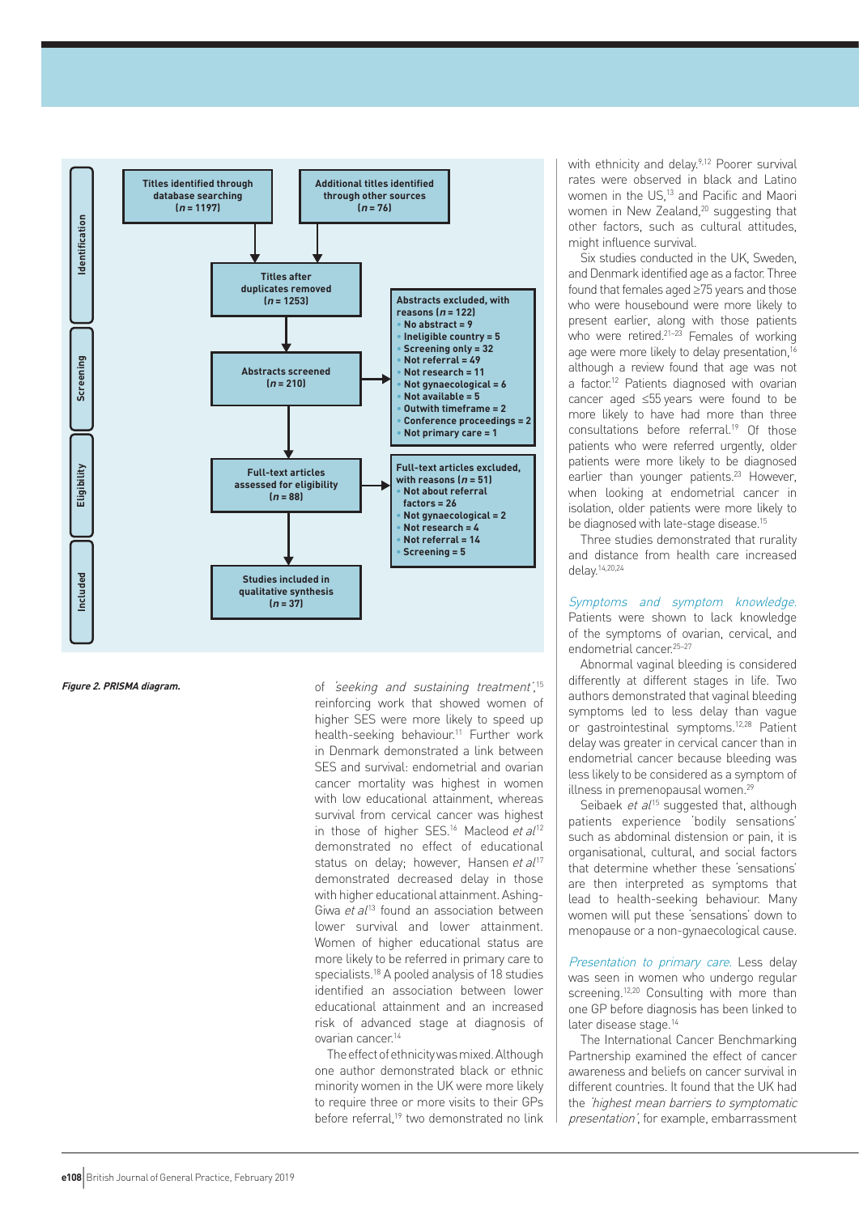**Identification**

Titles identified through database searching (*n* = 1197)

Additional titles identified through other sources (*n* = 76)

Titles after duplicates removed (*n* = 1253)

**Screening**

Abstracts screened (*n* = 210)

Abstracts excluded, with reasons (*n* = 122)
- No abstract = 9
- Ineligible country = 5
- Screening only = 32
- Not referral = 49
- Not research = 11
- Not gynaecological = 6
- Not available = 5
- Outwith timeframe = 2
- Conference proceedings = 2
- Not primary care = 1

**Eligibility**

Full-text articles assessed for eligibility (*n* = 88)

Full-text articles excluded, with reasons (*n* = 51)
- Not about referral factors = 26
- Not gynaecological = 2
- Not research = 4
- Not referral = 14
- Screening = 5

**Included**

Studies included in qualitative synthesis (*n* = 37)

***Figure 2. PRISMA diagram.***

of *'seeking and sustaining treatment'*,[15] reinforcing work that showed women of higher SES were more likely to speed up health-seeking behaviour.[11] Further work in Denmark demonstrated a link between SES and survival: endometrial and ovarian cancer mortality was highest in women with low educational attainment, whereas survival from cervical cancer was highest in those of higher SES.[16] Macleod *et al*[12] demonstrated no effect of educational status on delay; however, Hansen *et al*[17] demonstrated decreased delay in those with higher educational attainment. Ashing-Giwa *et al*[13] found an association between lower survival and lower attainment. Women of higher educational status are more likely to be referred in primary care to specialists.[18] A pooled analysis of 18 studies identified an association between lower educational attainment and an increased risk of advanced stage at diagnosis of ovarian cancer.[14]

The effect of ethnicity was mixed. Although one author demonstrated black or ethnic minority women in the UK were more likely to require three or more visits to their GPs before referral,[19] two demonstrated no link with ethnicity and delay.[9,12] Poorer survival rates were observed in black and Latino women in the US,[13] and Pacific and Maori women in New Zealand,[20] suggesting that other factors, such as cultural attitudes, might influence survival.

Six studies conducted in the UK, Sweden, and Denmark identified age as a factor. Three found that females aged ≥75 years and those who were housebound were more likely to present earlier, along with those patients who were retired.[21–23] Females of working age were more likely to delay presentation,[16] although a review found that age was not a factor.[12] Patients diagnosed with ovarian cancer aged ≤55 years were found to be more likely to have had more than three consultations before referral.[19] Of those patients who were referred urgently, older patients were more likely to be diagnosed earlier than younger patients.[23] However, when looking at endometrial cancer in isolation, older patients were more likely to be diagnosed with late-stage disease.[15]

Three studies demonstrated that rurality and distance from health care increased delay.[14,20,24]

*Symptoms and symptom knowledge.* Patients were shown to lack knowledge of the symptoms of ovarian, cervical, and endometrial cancer.[25–27]

Abnormal vaginal bleeding is considered differently at different stages in life. Two authors demonstrated that vaginal bleeding symptoms led to less delay than vague or gastrointestinal symptoms.[12,28] Patient delay was greater in cervical cancer than in endometrial cancer because bleeding was less likely to be considered as a symptom of illness in premenopausal women.[29]

Seibaek *et al*[15] suggested that, although patients experience 'bodily sensations' such as abdominal distension or pain, it is organisational, cultural, and social factors that determine whether these 'sensations' are then interpreted as symptoms that lead to health-seeking behaviour. Many women will put these 'sensations' down to menopause or a non-gynaecological cause.

*Presentation to primary care.* Less delay was seen in women who undergo regular screening.[12,20] Consulting with more than one GP before diagnosis has been linked to later disease stage.[14]

The International Cancer Benchmarking Partnership examined the effect of cancer awareness and beliefs on cancer survival in different countries. It found that the UK had the *'highest mean barriers to symptomatic presentation'*, for example, embarrassment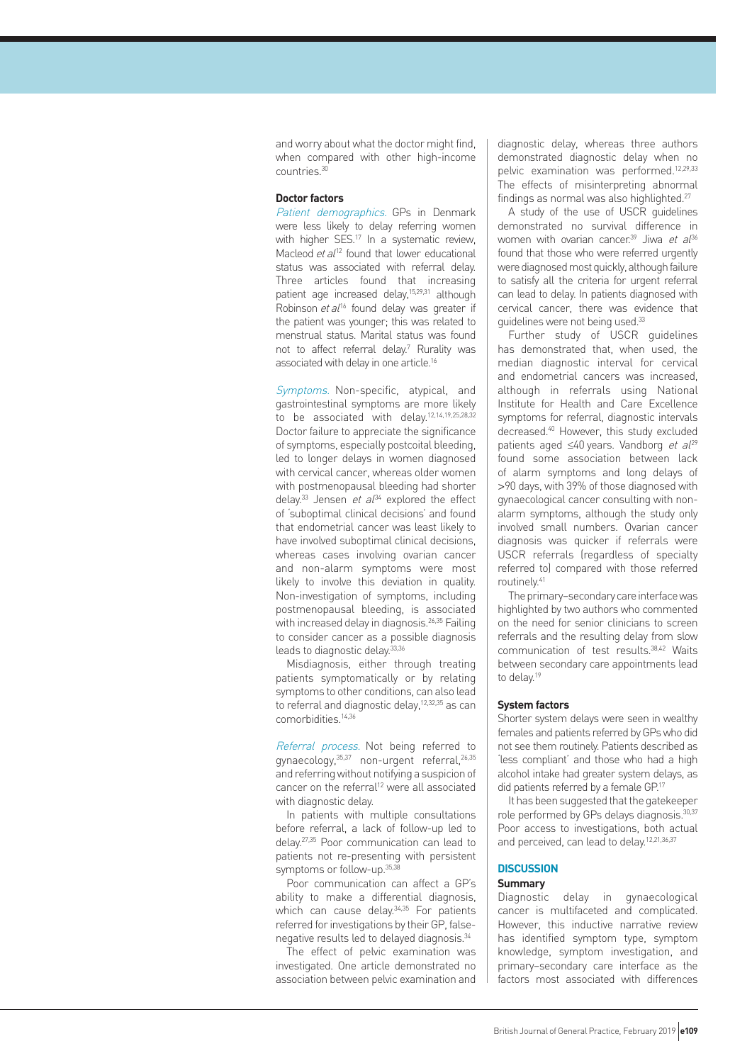and worry about what the doctor might find, when compared with other high-income countries.[30]

### Doctor factors

*Patient demographics.* GPs in Denmark were less likely to delay referring women with higher SES.[17] In a systematic review, Macleod *et al*[12] found that lower educational status was associated with referral delay. Three articles found that increasing patient age increased delay,[15,29,31] although Robinson *et al*[16] found delay was greater if the patient was younger; this was related to menstrual status. Marital status was found not to affect referral delay.[7] Rurality was associated with delay in one article.[16]

*Symptoms.* Non-specific, atypical, and gastrointestinal symptoms are more likely to be associated with delay.[12,14,19,25,28,32] Doctor failure to appreciate the significance of symptoms, especially postcoital bleeding, led to longer delays in women diagnosed with cervical cancer, whereas older women with postmenopausal bleeding had shorter delay.[33] Jensen *et al*[34] explored the effect of 'suboptimal clinical decisions' and found that endometrial cancer was least likely to have involved suboptimal clinical decisions, whereas cases involving ovarian cancer and non-alarm symptoms were most likely to involve this deviation in quality. Non-investigation of symptoms, including postmenopausal bleeding, is associated with increased delay in diagnosis.[26,35] Failing to consider cancer as a possible diagnosis leads to diagnostic delay.[33,36]

Misdiagnosis, either through treating patients symptomatically or by relating symptoms to other conditions, can also lead to referral and diagnostic delay,[12,32,35] as can comorbidities.[14,36]

*Referral process.* Not being referred to gynaecology,[35,37] non-urgent referral,[26,35] and referring without notifying a suspicion of cancer on the referral[12] were all associated with diagnostic delay.

In patients with multiple consultations before referral, a lack of follow-up led to delay.[27,35] Poor communication can lead to patients not re-presenting with persistent symptoms or follow-up.[35,38]

Poor communication can affect a GP's ability to make a differential diagnosis, which can cause delay.[34,35] For patients referred for investigations by their GP, false-negative results led to delayed diagnosis.[34]

The effect of pelvic examination was investigated. One article demonstrated no association between pelvic examination and diagnostic delay, whereas three authors demonstrated diagnostic delay when no pelvic examination was performed.[12,29,33] The effects of misinterpreting abnormal findings as normal was also highlighted.[27]

A study of the use of USCR guidelines demonstrated no survival difference in women with ovarian cancer.[39] Jiwa *et al*[36] found that those who were referred urgently were diagnosed most quickly, although failure to satisfy all the criteria for urgent referral can lead to delay. In patients diagnosed with cervical cancer, there was evidence that guidelines were not being used.[33]

Further study of USCR guidelines has demonstrated that, when used, the median diagnostic interval for cervical and endometrial cancers was increased, although in referrals using National Institute for Health and Care Excellence symptoms for referral, diagnostic intervals decreased.[40] However, this study excluded patients aged ≤40 years. Vandborg *et al*[29] found some association between lack of alarm symptoms and long delays of >90 days, with 39% of those diagnosed with gynaecological cancer consulting with non-alarm symptoms, although the study only involved small numbers. Ovarian cancer diagnosis was quicker if referrals were USCR referrals (regardless of specialty referred to) compared with those referred routinely.[41]

The primary–secondary care interface was highlighted by two authors who commented on the need for senior clinicians to screen referrals and the resulting delay from slow communication of test results.[38,42] Waits between secondary care appointments lead to delay.[19]

### System factors

Shorter system delays were seen in wealthy females and patients referred by GPs who did not see them routinely. Patients described as 'less compliant' and those who had a high alcohol intake had greater system delays, as did patients referred by a female GP.[17]

It has been suggested that the gatekeeper role performed by GPs delays diagnosis.[30,37] Poor access to investigations, both actual and perceived, can lead to delay.[12,21,36,37]

## DISCUSSION

### Summary

Diagnostic delay in gynaecological cancer is multifaceted and complicated. However, this inductive narrative review has identified symptom type, symptom knowledge, symptom investigation, and primary–secondary care interface as the factors most associated with differences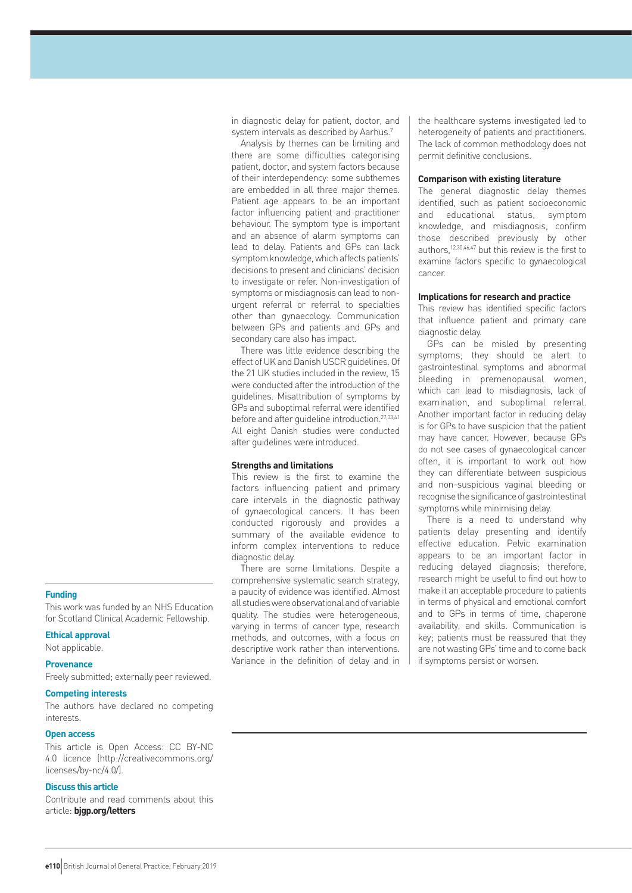in diagnostic delay for patient, doctor, and system intervals as described by Aarhus.[7]

Analysis by themes can be limiting and there are some difficulties categorising patient, doctor, and system factors because of their interdependency: some subthemes are embedded in all three major themes. Patient age appears to be an important factor influencing patient and practitioner behaviour. The symptom type is important and an absence of alarm symptoms can lead to delay. Patients and GPs can lack symptom knowledge, which affects patients' decisions to present and clinicians' decision to investigate or refer. Non-investigation of symptoms or misdiagnosis can lead to non-urgent referral or referral to specialties other than gynaecology. Communication between GPs and patients and GPs and secondary care also has impact.

There was little evidence describing the effect of UK and Danish USCR guidelines. Of the 21 UK studies included in the review, 15 were conducted after the introduction of the guidelines. Misattribution of symptoms by GPs and suboptimal referral were identified before and after guideline introduction.[27,33,41] All eight Danish studies were conducted after guidelines were introduced.

### Strengths and limitations

This review is the first to examine the factors influencing patient and primary care intervals in the diagnostic pathway of gynaecological cancers. It has been conducted rigorously and provides a summary of the available evidence to inform complex interventions to reduce diagnostic delay.

There are some limitations. Despite a comprehensive systematic search strategy, a paucity of evidence was identified. Almost all studies were observational and of variable quality. The studies were heterogeneous, varying in terms of cancer type, research methods, and outcomes, with a focus on descriptive work rather than interventions. Variance in the definition of delay and in the healthcare systems investigated led to heterogeneity of patients and practitioners. The lack of common methodology does not permit definitive conclusions.

### Comparison with existing literature

The general diagnostic delay themes identified, such as patient socioeconomic and educational status, symptom knowledge, and misdiagnosis, confirm those described previously by other authors,[12,30,46,47] but this review is the first to examine factors specific to gynaecological cancer.

### Implications for research and practice

This review has identified specific factors that influence patient and primary care diagnostic delay.

GPs can be misled by presenting symptoms; they should be alert to gastrointestinal symptoms and abnormal bleeding in premenopausal women, which can lead to misdiagnosis, lack of examination, and suboptimal referral. Another important factor in reducing delay is for GPs to have suspicion that the patient may have cancer. However, because GPs do not see cases of gynaecological cancer often, it is important to work out how they can differentiate between suspicious and non-suspicious vaginal bleeding or recognise the significance of gastrointestinal symptoms while minimising delay.

There is a need to understand why patients delay presenting and identify effective education. Pelvic examination appears to be an important factor in reducing delayed diagnosis; therefore, research might be useful to find out how to make it an acceptable procedure to patients in terms of physical and emotional comfort and to GPs in terms of time, chaperone availability, and skills. Communication is key; patients must be reassured that they are not wasting GPs' time and to come back if symptoms persist or worsen.

**Funding**

This work was funded by an NHS Education for Scotland Clinical Academic Fellowship.

**Ethical approval**

Not applicable.

**Provenance**

Freely submitted; externally peer reviewed.

**Competing interests**

The authors have declared no competing interests.

**Open access**

This article is Open Access: CC BY-NC 4.0 licence (http://creativecommons.org/licenses/by-nc/4.0/).

**Discuss this article**

Contribute and read comments about this article: **bjgp.org/letters**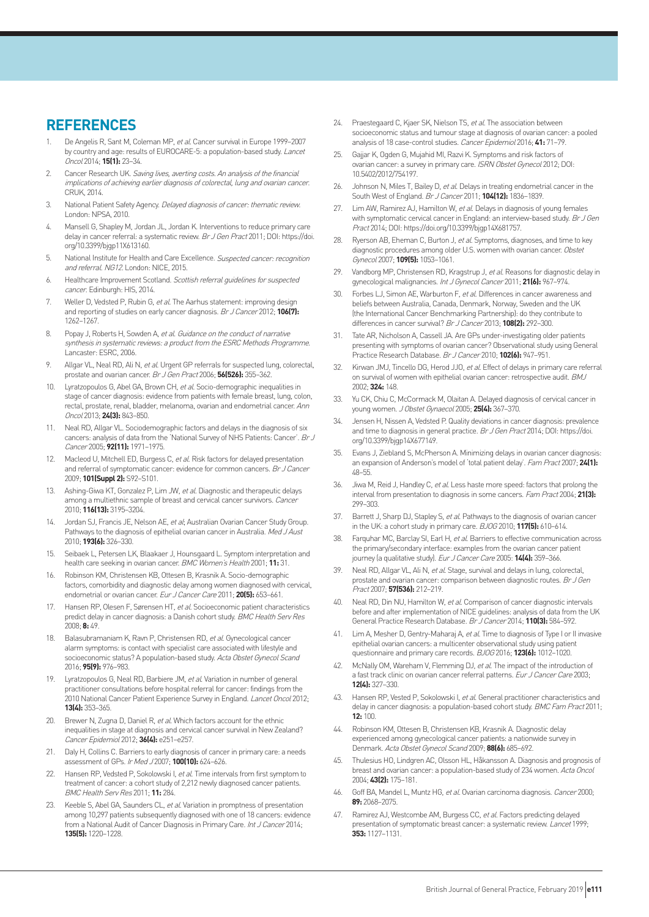## REFERENCES

1. De Angelis R, Sant M, Coleman MP, *et al.* Cancer survival in Europe 1999–2007 by country and age: results of EUROCARE-5: a population-based study. *Lancet Oncol* 2014; **15(1):** 23–34.
2. Cancer Research UK. *Saving lives, averting costs. An analysis of the financial implications of achieving earlier diagnosis of colorectal, lung and ovarian cancer.* CRUK, 2014.
3. National Patient Safety Agency. *Delayed diagnosis of cancer: thematic review.* London: NPSA, 2010.
4. Mansell G, Shapley M, Jordan JL, Jordan K. Interventions to reduce primary care delay in cancer referral: a systematic review. *Br J Gen Pract* 2011; DOI: https://doi.org/10.3399/bjgp11X613160.
5. National Institute for Health and Care Excellence. *Suspected cancer: recognition and referral. NG12.* London: NICE, 2015.
6. Healthcare Improvement Scotland. *Scottish referral guidelines for suspected cancer.* Edinburgh: HIS, 2014.
7. Weller D, Vedsted P, Rubin G, *et al.* The Aarhus statement: improving design and reporting of studies on early cancer diagnosis. *Br J Cancer* 2012; **106(7):** 1262–1267.
8. Popay J, Roberts H, Sowden A, *et al. Guidance on the conduct of narrative synthesis in systematic reviews: a product from the ESRC Methods Programme.* Lancaster: ESRC, 2006.
9. Allgar VL, Neal RD, Ali N, *et al.* Urgent GP referrals for suspected lung, colorectal, prostate and ovarian cancer. *Br J Gen Pract* 2006; **56(526):** 355–362.
10. Lyratzopoulos G, Abel GA, Brown CH, *et al.* Socio-demographic inequalities in stage of cancer diagnosis: evidence from patients with female breast, lung, colon, rectal, prostate, renal, bladder, melanoma, ovarian and endometrial cancer. *Ann Oncol* 2013; **24(3):** 843–850.
11. Neal RD, Allgar VL. Sociodemographic factors and delays in the diagnosis of six cancers: analysis of data from the 'National Survey of NHS Patients: Cancer'. *Br J Cancer* 2005; **92(11):** 1971–1975.
12. Macleod U, Mitchell ED, Burgess C, *et al.* Risk factors for delayed presentation and referral of symptomatic cancer: evidence for common cancers. *Br J Cancer* 2009; **101(Suppl 2):** S92–S101.
13. Ashing-Giwa KT, Gonzalez P, Lim JW, *et al.* Diagnostic and therapeutic delays among a multiethnic sample of breast and cervical cancer survivors. *Cancer* 2010; **116(13):** 3195–3204.
14. Jordan SJ, Francis JE, Nelson AE, *et al*; Australian Ovarian Cancer Study Group. Pathways to the diagnosis of epithelial ovarian cancer in Australia. *Med J Aust* 2010; **193(6):** 326–330.
15. Seibaek L, Petersen LK, Blaakaer J, Hounsgaard L. Symptom interpretation and health care seeking in ovarian cancer. *BMC Women's Health* 2001; **11:** 31.
16. Robinson KM, Christensen KB, Ottesen B, Krasnik A. Socio-demographic factors, comorbidity and diagnostic delay among women diagnosed with cervical, endometrial or ovarian cancer. *Eur J Cancer Care* 2011; **20(5):** 653–661.
17. Hansen RP, Olesen F, Sørensen HT, *et al.* Socioeconomic patient characteristics predict delay in cancer diagnosis: a Danish cohort study. *BMC Health Serv Res* 2008; **8:** 49.
18. Balasubramaniam K, Ravn P, Christensen RD, *et al.* Gynecological cancer alarm symptoms: is contact with specialist care associated with lifestyle and socioeconomic status? A population-based study. *Acta Obstet Gynecol Scand* 2016; **95(9):** 976–983.
19. Lyratzopoulos G, Neal RD, Barbiere JM, *et al.* Variation in number of general practitioner consultations before hospital referral for cancer: findings from the 2010 National Cancer Patient Experience Survey in England. *Lancet Oncol* 2012; **13(4):** 353–365.
20. Brewer N, Zugna D, Daniel R, *et al.* Which factors account for the ethnic inequalities in stage at diagnosis and cervical cancer survival in New Zealand? *Cancer Epidemiol* 2012; **36(4):** e251–e257.
21. Daly H, Collins C. Barriers to early diagnosis of cancer in primary care: a needs assessment of GPs. *Ir Med J* 2007; **100(10):** 624–626.
22. Hansen RP, Vedsted P, Sokolowski I, *et al.* Time intervals from first symptom to treatment of cancer: a cohort study of 2,212 newly diagnosed cancer patients. *BMC Health Serv Res* 2011; **11:** 284.
23. Keeble S, Abel GA, Saunders CL, *et al.* Variation in promptness of presentation among 10,297 patients subsequently diagnosed with one of 18 cancers: evidence from a National Audit of Cancer Diagnosis in Primary Care. *Int J Cancer* 2014; **135(5):** 1220–1228.
24. Praestegaard C, Kjaer SK, Nielson TS, *et al.* The association between socioeconomic status and tumour stage at diagnosis of ovarian cancer: a pooled analysis of 18 case-control studies. *Cancer Epidemiol* 2016; **41:** 71–79.
25. Gajjar K, Ogden G, Mujahid MI, Razvi K. Symptoms and risk factors of ovarian cancer: a survey in primary care. *ISRN Obstet Gynecol* 2012; DOI: 10.5402/2012/754197.
26. Johnson N, Miles T, Bailey D, *et al.* Delays in treating endometrial cancer in the South West of England. *Br J Cancer* 2011; **104(12):** 1836–1839.
27. Lim AW, Ramirez AJ, Hamilton W, *et al.* Delays in diagnosis of young females with symptomatic cervical cancer in England: an interview-based study. *Br J Gen Pract* 2014; DOI: https://doi.org/10.3399/bjgp14X681757.
28. Ryerson AB, Eheman C, Burton J, *et al.* Symptoms, diagnoses, and time to key diagnostic procedures among older U.S. women with ovarian cancer. *Obstet Gynecol* 2007; **109(5):** 1053–1061.
29. Vandborg MP, Christensen RD, Kragstrup J, *et al.* Reasons for diagnostic delay in gynecological malignancies. *Int J Gynecol Cancer* 2011; **21(6):** 967–974.
30. Forbes LJ, Simon AE, Warburton F, *et al.* Differences in cancer awareness and beliefs between Australia, Canada, Denmark, Norway, Sweden and the UK (the International Cancer Benchmarking Partnership): do they contribute to differences in cancer survival? *Br J Cancer* 2013; **108(2):** 292–300.
31. Tate AR, Nicholson A, Cassell JA. Are GPs under-investigating older patients presenting with symptoms of ovarian cancer? Observational study using General Practice Research Database. *Br J Cancer* 2010; **102(6):** 947–951.
32. Kirwan JMJ, Tincello DG, Herod JJO, *et al.* Effect of delays in primary care referral on survival of women with epithelial ovarian cancer: retrospective audit. *BMJ* 2002; **324:** 148.
33. Yu CK, Chiu C, McCormack M, Olaitan A. Delayed diagnosis of cervical cancer in young women. *J Obstet Gynaecol* 2005; **25(4):** 367–370.
34. Jensen H, Nissen A, Vedsted P. Quality deviations in cancer diagnosis: prevalence and time to diagnosis in general practice. *Br J Gen Pract* 2014; DOI: https://doi.org/10.3399/bjgp14X677149.
35. Evans J, Ziebland S, McPherson A. Minimizing delays in ovarian cancer diagnosis: an expansion of Anderson's model of 'total patient delay'. *Fam Pract* 2007; **24(1):** 48–55.
36. Jiwa M, Reid J, Handley C, *et al.* Less haste more speed: factors that prolong the interval from presentation to diagnosis in some cancers. *Fam Pract* 2004; **21(3):** 299–303.
37. Barrett J, Sharp DJ, Stapley S, *et al.* Pathways to the diagnosis of ovarian cancer in the UK: a cohort study in primary care. *BJOG* 2010; **117(5):** 610–614.
38. Farquhar MC, Barclay SI, Earl H, *et al.* Barriers to effective communication across the primary/secondary interface: examples from the ovarian cancer patient journey (a qualitative study). *Eur J Cancer Care* 2005: **14(4):** 359–366.
39. Neal RD, Allgar VL, Ali N, *et al.* Stage, survival and delays in lung, colorectal, prostate and ovarian cancer: comparison between diagnostic routes. *Br J Gen Pract* 2007; **57(536):** 212–219.
40. Neal RD, Din NU, Hamilton W, *et al.* Comparison of cancer diagnostic intervals before and after implementation of NICE guidelines: analysis of data from the UK General Practice Research Database. *Br J Cancer* 2014; **110(3):** 584–592.
41. Lim A, Mesher D, Gentry-Maharaj A, *et al.* Time to diagnosis of Type I or II invasive epithelial ovarian cancers: a multicenter observational study using patient questionnaire and primary care records. *BJOG* 2016; **123(6):** 1012–1020.
42. McNally OM, Wareham V, Flemming DJ, *et al.* The impact of the introduction of a fast track clinic on ovarian cancer referral patterns. *Eur J Cancer Care* 2003; **12(4):** 327–330.
43. Hansen RP, Vested P, Sokolowski I, *et al.* General practitioner characteristics and delay in cancer diagnosis: a population-based cohort study. *BMC Fam Pract* 2011; **12:** 100.
44. Robinson KM, Ottesen B, Christensen KB, Krasnik A. Diagnostic delay experienced among gynecological cancer patients: a nationwide survey in Denmark. *Acta Obstet Gynecol Scand* 2009; **88(6):** 685–692.
45. Thulesius HO, Lindgren AC, Olsson HL, Håkansson A. Diagnosis and prognosis of breast and ovarian cancer: a population-based study of 234 women. *Acta Oncol* 2004; **43(2):** 175–181.
46. Goff BA, Mandel L, Muntz HG, *et al.* Ovarian carcinoma diagnosis. *Cancer* 2000; **89:** 2068–2075.
47. Ramirez AJ, Westcombe AM, Burgess CC, *et al.* Factors predicting delayed presentation of symptomatic breast cancer: a systematic review. *Lancet* 1999; **353:** 1127–1131.